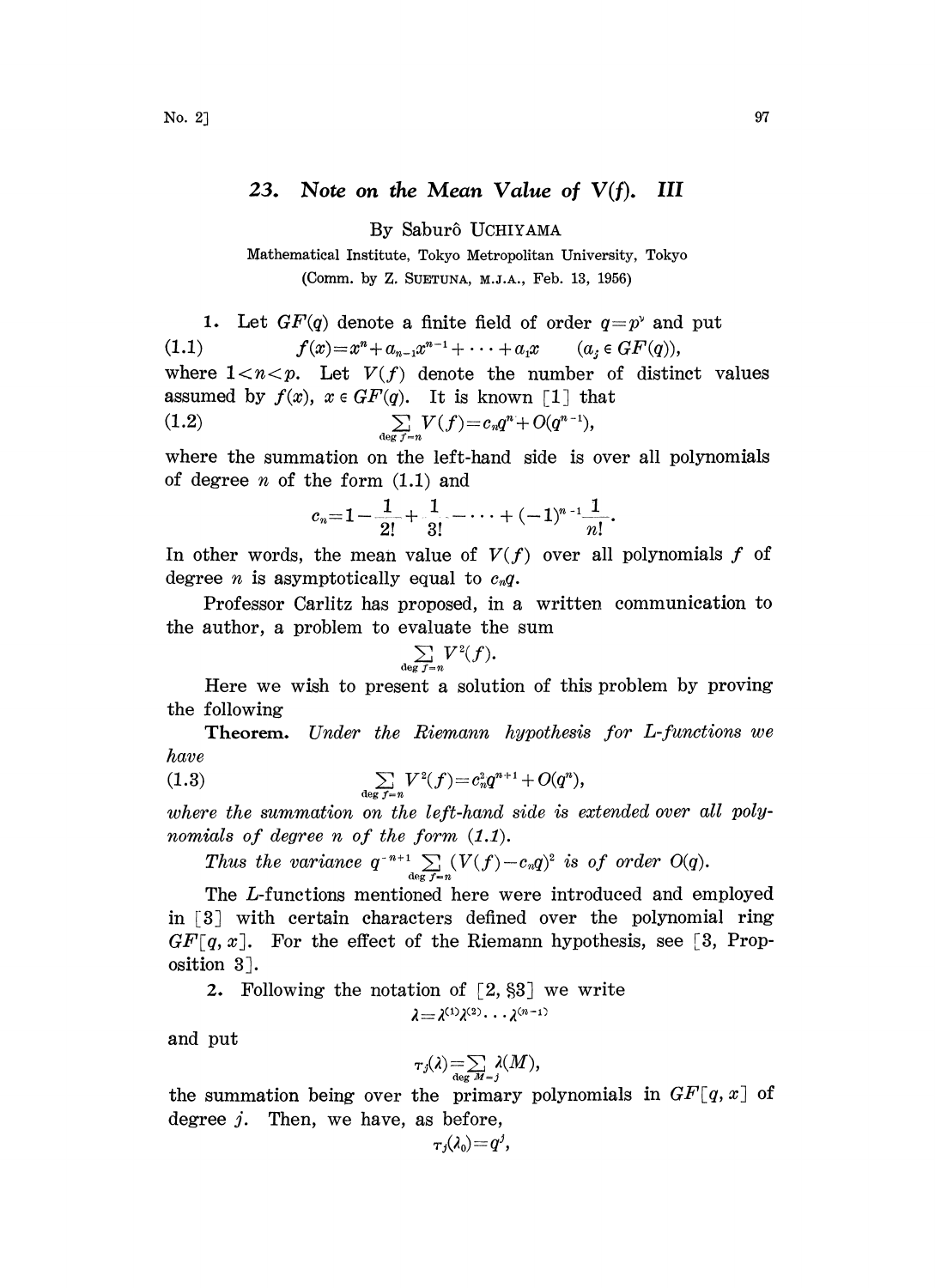# 23. Note on the Mean Value of $V(f)$. III

By Saburô UCHIYAMA

Mathematical Institute, Tokyo Metropolitan University, Tokyo

(Comm. by Z. SUETUNA, M.J.A., Feb. 13, 1956)

1. Let $GF(q)$ denote a finite field of order $q=p^\nu$ and put

$$f(x)=x^n+a_{n-1}x^{n-1}+\cdots+a_1x \qquad (a_j \in GF(q)), \tag{1.1}$$

where $1<n<p$. Let $V(f)$ denote the number of distinct values assumed by $f(x)$, $x \in GF(q)$. It is known [1] that

$$\sum_{\deg f=n} V(f)=c_nq^n+O(q^{n-1}), \tag{1.2}$$

where the summation on the left-hand side is over all polynomials of degree $n$ of the form (1.1) and

$$c_n=1-\frac{1}{2!}+\frac{1}{3!}-\cdots+(-1)^{n-1}\frac{1}{n!}.$$

In other words, the mean value of $V(f)$ over all polynomials $f$ of degree $n$ is asymptotically equal to $c_nq$.

Professor Carlitz has proposed, in a written communication to the author, a problem to evaluate the sum

$$\sum_{\deg f=n} V^2(f).$$

Here we wish to present a solution of this problem by proving the following

**Theorem.** *Under the Riemann hypothesis for L-functions we have*

$$\sum_{\deg f=n} V^2(f)=c_n^2q^{n+1}+O(q^n), \tag{1.3}$$

*where the summation on the left-hand side is extended over all polynomials of degree $n$ of the form (1.1).*

*Thus the variance $q^{-n+1}\sum_{\deg f=n}(V(f)-c_nq)^2$ is of order $O(q)$.*

The $L$-functions mentioned here were introduced and employed in [3] with certain characters defined over the polynomial ring $GF[q,x]$. For the effect of the Riemann hypothesis, see [3, Proposition 3].

2. Following the notation of [2, §3] we write

$$\lambda=\lambda^{(1)}\lambda^{(2)}\cdots\lambda^{(n-1)}$$

and put

$$\tau_j(\lambda)=\sum_{\deg M=j}\lambda(M),$$

the summation being over the primary polynomials in $GF[q,x]$ of degree $j$. Then, we have, as before,

$$\tau_j(\lambda_0)=q^j,$$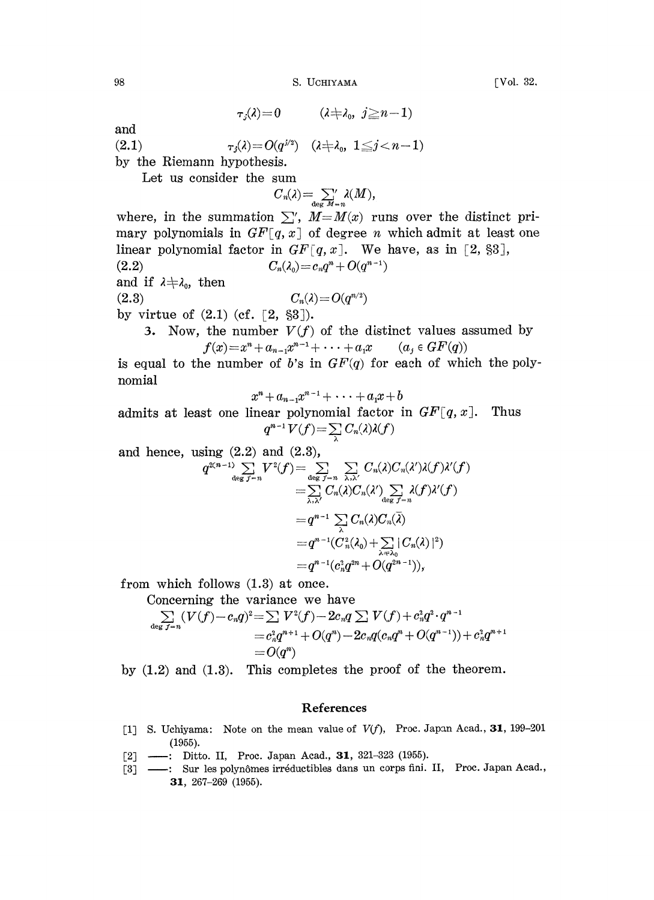$$\tau_j(\lambda)=0 \qquad (\lambda\neq\lambda_0,\ j\geqq n-1)$$

and

$$\tau_j(\lambda)=O(q^{j/2}) \quad (\lambda\neq\lambda_0,\ 1\leqq j<n-1) \tag{2.1}$$

by the Riemann hypothesis.

Let us consider the sum

$$C_n(\lambda)=\sum_{\deg M=n}{}' \lambda(M),$$

where, in the summation $\sum'$, $M=M(x)$ runs over the distinct primary polynomials in $GF[q, x]$ of degree $n$ which admit at least one linear polynomial factor in $GF[q, x]$. We have, as in [2, §3],

$$C_n(\lambda_0)=c_nq^n+O(q^{n-1}) \tag{2.2}$$

and if $\lambda\neq\lambda_0$, then

$$C_n(\lambda)=O(q^{n/2}) \tag{2.3}$$

by virtue of (2.1) (cf. [2, §3]).

3. Now, the number $V(f)$ of the distinct values assumed by

$$f(x)=x^n+a_{n-1}x^{n-1}+\cdots+a_1x \qquad (a_j\in GF(q))$$

is equal to the number of $b$'s in $GF(q)$ for each of which the polynomial

$$x^n+a_{n-1}x^{n-1}+\cdots+a_1x+b$$

admits at least one linear polynomial factor in $GF[q, x]$. Thus

$$q^{n-1}V(f)=\sum_{\lambda} C_n(\lambda)\lambda(f)$$

and hence, using (2.2) and (2.3),

$$\begin{aligned}
q^{2(n-1)}\sum_{\deg f=n} V^2(f) &= \sum_{\deg f=n}\sum_{\lambda,\lambda'} C_n(\lambda)C_n(\lambda')\lambda(f)\lambda'(f)\\
&=\sum_{\lambda,\lambda'} C_n(\lambda)C_n(\lambda')\sum_{\deg f=n}\lambda(f)\lambda'(f)\\
&=q^{n-1}\sum_{\lambda} C_n(\lambda)C_n(\bar{\lambda})\\
&=q^{n-1}(C_n^2(\lambda_0)+\sum_{\lambda\neq\lambda_0}|C_n(\lambda)|^2)\\
&=q^{n-1}(c_n^2q^{2n}+O(q^{2n-1})),
\end{aligned}$$

from which follows (1.3) at once.

Concerning the variance we have

$$\begin{aligned}
\sum_{\deg f=n}(V(f)-c_nq)^2 &= \sum V^2(f)-2c_nq\sum V(f)+c_n^2q^2\cdot q^{n-1}\\
&=c_n^2q^{n+1}+O(q^n)-2c_nq(c_nq^n+O(q^{n-1}))+c_n^2q^{n+1}\\
&=O(q^n)
\end{aligned}$$

by (1.2) and (1.3). This completes the proof of the theorem.

## References

[1] S. Uchiyama: Note on the mean value of $V(f)$, Proc. Japan Acad., **31**, 199–201 (1955).

[2] ——: Ditto. II, Proc. Japan Acad., **31**, 321–323 (1955).

[3] ——: Sur les polynômes irréductibles dans un corps fini. II, Proc. Japan Acad., **31**, 267–269 (1955).